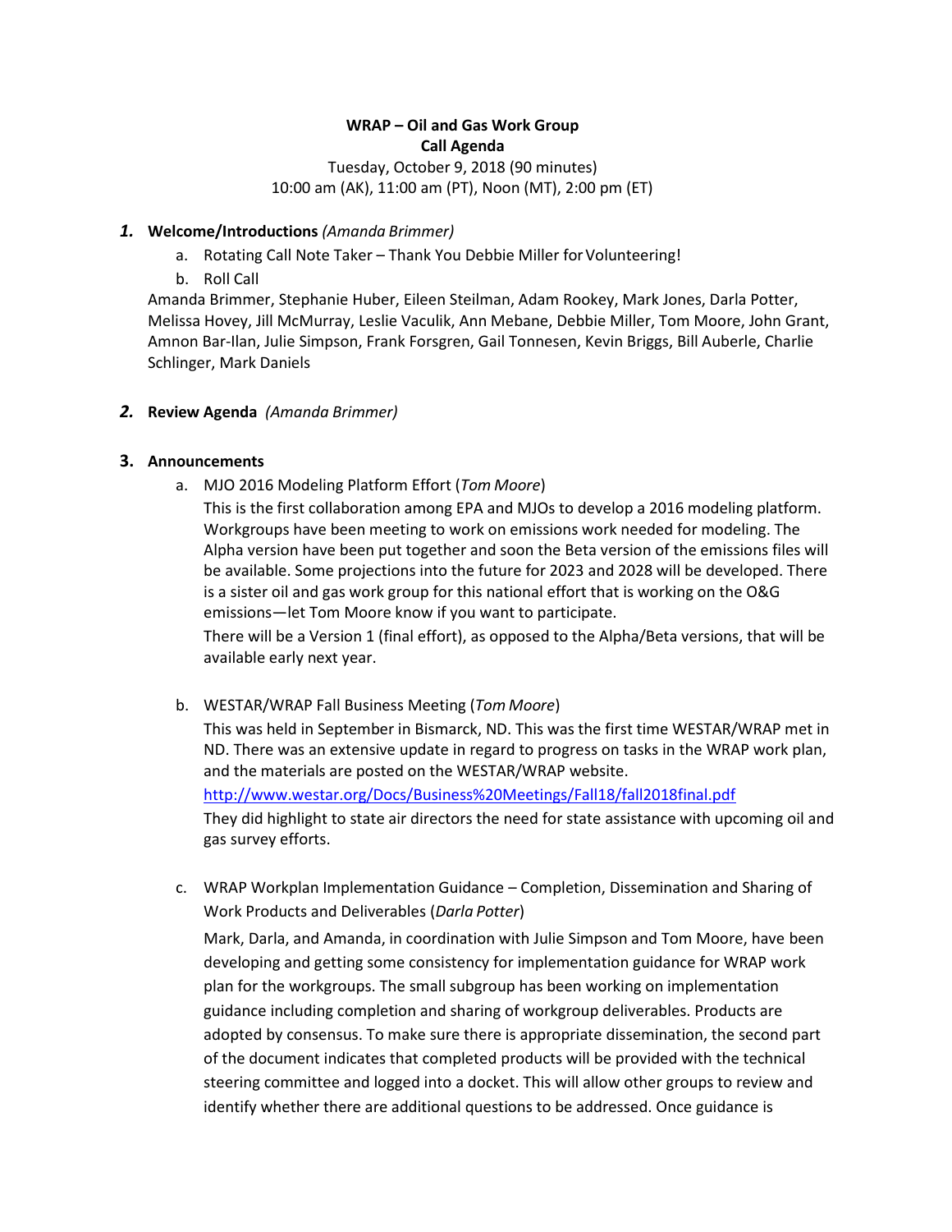**WRAP – Oil and Gas Work Group**
**Call Agenda**
Tuesday, October 9, 2018 (90 minutes)
10:00 am (AK), 11:00 am (PT), Noon (MT), 2:00 pm (ET)

***1.*** **Welcome/Introductions** *(Amanda Brimmer)*

a. Rotating Call Note Taker – Thank You Debbie Miller for Volunteering!

b. Roll Call

Amanda Brimmer, Stephanie Huber, Eileen Steilman, Adam Rookey, Mark Jones, Darla Potter, Melissa Hovey, Jill McMurray, Leslie Vaculik, Ann Mebane, Debbie Miller, Tom Moore, John Grant, Amnon Bar-Ilan, Julie Simpson, Frank Forsgren, Gail Tonnesen, Kevin Briggs, Bill Auberle, Charlie Schlinger, Mark Daniels

***2.*** **Review Agenda** *(Amanda Brimmer)*

**3. Announcements**

a. MJO 2016 Modeling Platform Effort (*Tom Moore*)

This is the first collaboration among EPA and MJOs to develop a 2016 modeling platform. Workgroups have been meeting to work on emissions work needed for modeling. The Alpha version have been put together and soon the Beta version of the emissions files will be available. Some projections into the future for 2023 and 2028 will be developed. There is a sister oil and gas work group for this national effort that is working on the O&G emissions—let Tom Moore know if you want to participate.

There will be a Version 1 (final effort), as opposed to the Alpha/Beta versions, that will be available early next year.

b. WESTAR/WRAP Fall Business Meeting (*Tom Moore*)

This was held in September in Bismarck, ND. This was the first time WESTAR/WRAP met in ND. There was an extensive update in regard to progress on tasks in the WRAP work plan, and the materials are posted on the WESTAR/WRAP website.

http://www.westar.org/Docs/Business%20Meetings/Fall18/fall2018final.pdf

They did highlight to state air directors the need for state assistance with upcoming oil and gas survey efforts.

c. WRAP Workplan Implementation Guidance – Completion, Dissemination and Sharing of Work Products and Deliverables (*Darla Potter*)

Mark, Darla, and Amanda, in coordination with Julie Simpson and Tom Moore, have been developing and getting some consistency for implementation guidance for WRAP work plan for the workgroups. The small subgroup has been working on implementation guidance including completion and sharing of workgroup deliverables. Products are adopted by consensus. To make sure there is appropriate dissemination, the second part of the document indicates that completed products will be provided with the technical steering committee and logged into a docket. This will allow other groups to review and identify whether there are additional questions to be addressed. Once guidance is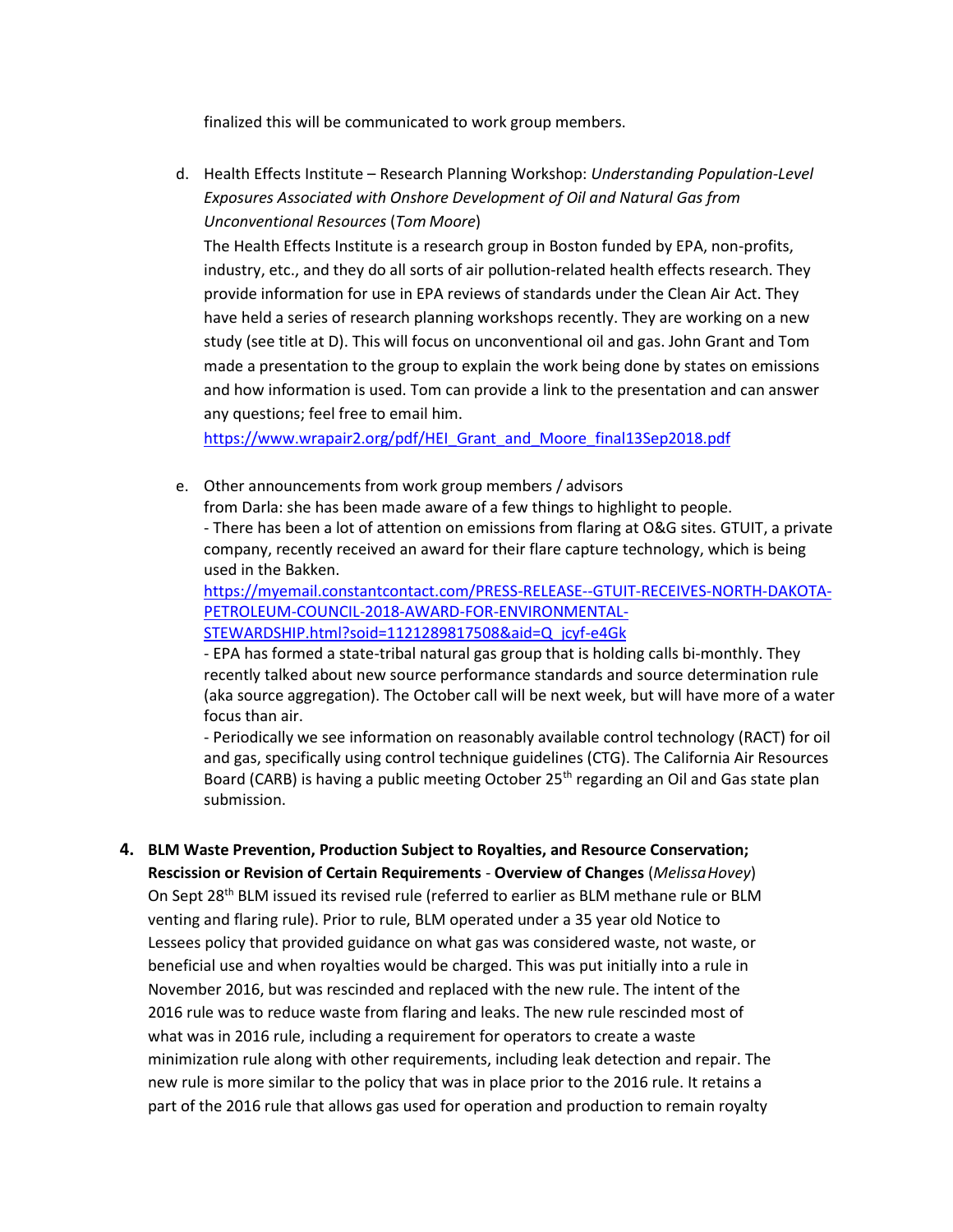finalized this will be communicated to work group members.

d. Health Effects Institute – Research Planning Workshop: *Understanding Population-Level Exposures Associated with Onshore Development of Oil and Natural Gas from Unconventional Resources* (*Tom Moore*)

   The Health Effects Institute is a research group in Boston funded by EPA, non-profits, industry, etc., and they do all sorts of air pollution-related health effects research. They provide information for use in EPA reviews of standards under the Clean Air Act. They have held a series of research planning workshops recently. They are working on a new study (see title at D). This will focus on unconventional oil and gas. John Grant and Tom made a presentation to the group to explain the work being done by states on emissions and how information is used. Tom can provide a link to the presentation and can answer any questions; feel free to email him.

   https://www.wrapair2.org/pdf/HEI_Grant_and_Moore_final13Sep2018.pdf

e. Other announcements from work group members / advisors

   from Darla: she has been made aware of a few things to highlight to people.

   - There has been a lot of attention on emissions from flaring at O&G sites. GTUIT, a private company, recently received an award for their flare capture technology, which is being used in the Bakken.

   https://myemail.constantcontact.com/PRESS-RELEASE--GTUIT-RECEIVES-NORTH-DAKOTA-PETROLEUM-COUNCIL-2018-AWARD-FOR-ENVIRONMENTAL-STEWARDSHIP.html?soid=1121289817508&aid=Q_jcyf-e4Gk

   - EPA has formed a state-tribal natural gas group that is holding calls bi-monthly. They recently talked about new source performance standards and source determination rule (aka source aggregation). The October call will be next week, but will have more of a water focus than air.

   - Periodically we see information on reasonably available control technology (RACT) for oil and gas, specifically using control technique guidelines (CTG). The California Air Resources Board (CARB) is having a public meeting October 25th regarding an Oil and Gas state plan submission.

4. **BLM Waste Prevention, Production Subject to Royalties, and Resource Conservation; Rescission or Revision of Certain Requirements** - **Overview of Changes** (*Melissa Hovey*)

   On Sept 28th BLM issued its revised rule (referred to earlier as BLM methane rule or BLM venting and flaring rule). Prior to rule, BLM operated under a 35 year old Notice to Lessees policy that provided guidance on what gas was considered waste, not waste, or beneficial use and when royalties would be charged. This was put initially into a rule in November 2016, but was rescinded and replaced with the new rule. The intent of the 2016 rule was to reduce waste from flaring and leaks. The new rule rescinded most of what was in 2016 rule, including a requirement for operators to create a waste minimization rule along with other requirements, including leak detection and repair. The new rule is more similar to the policy that was in place prior to the 2016 rule. It retains a part of the 2016 rule that allows gas used for operation and production to remain royalty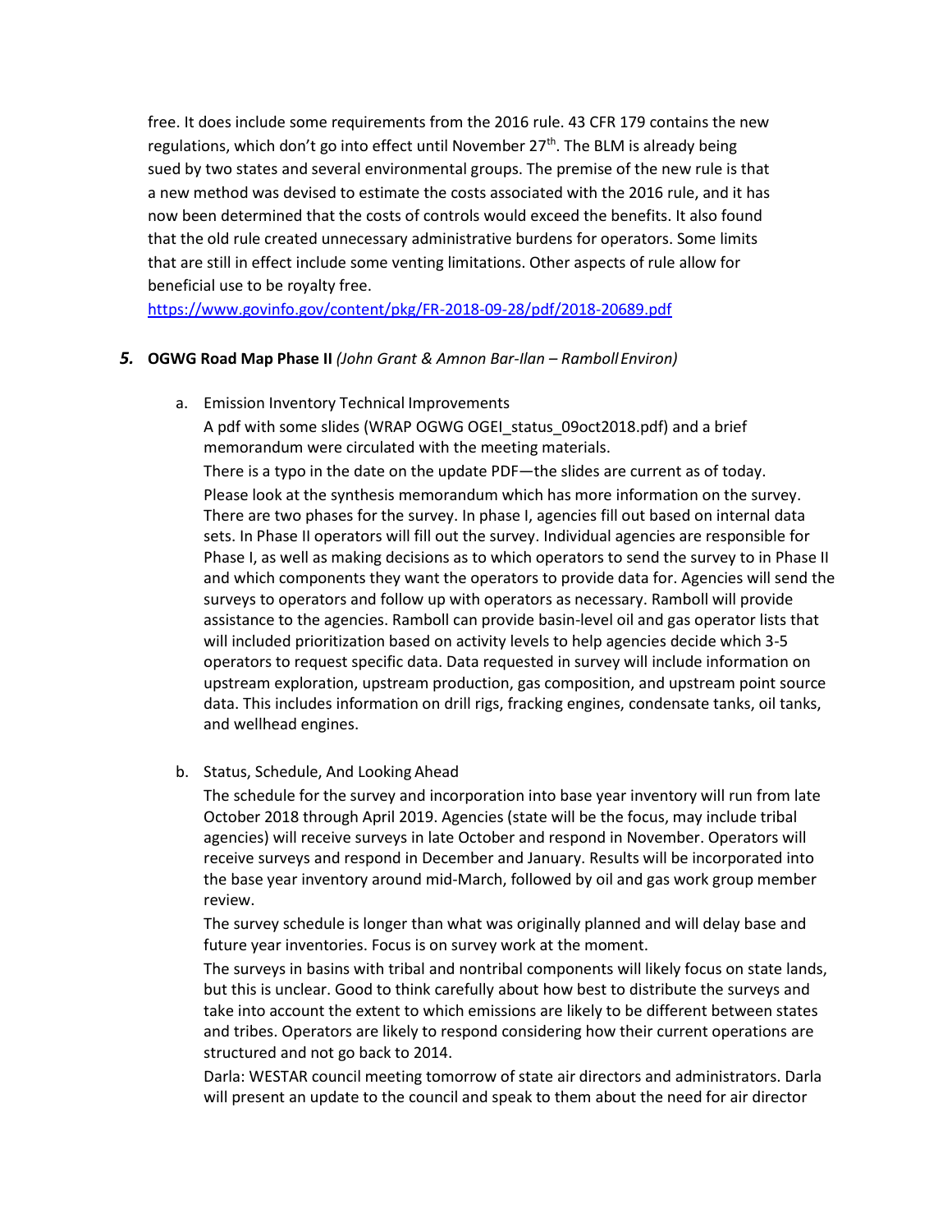free. It does include some requirements from the 2016 rule. 43 CFR 179 contains the new regulations, which don't go into effect until November 27th. The BLM is already being sued by two states and several environmental groups. The premise of the new rule is that a new method was devised to estimate the costs associated with the 2016 rule, and it has now been determined that the costs of controls would exceed the benefits. It also found that the old rule created unnecessary administrative burdens for operators. Some limits that are still in effect include some venting limitations. Other aspects of rule allow for beneficial use to be royalty free.
https://www.govinfo.gov/content/pkg/FR-2018-09-28/pdf/2018-20689.pdf

***5.*** **OGWG Road Map Phase II** *(John Grant & Amnon Bar-Ilan – Ramboll Environ)*

a. Emission Inventory Technical Improvements

   A pdf with some slides (WRAP OGWG OGEI_status_09oct2018.pdf) and a brief memorandum were circulated with the meeting materials.

   There is a typo in the date on the update PDF—the slides are current as of today.

   Please look at the synthesis memorandum which has more information on the survey. There are two phases for the survey. In phase I, agencies fill out based on internal data sets. In Phase II operators will fill out the survey. Individual agencies are responsible for Phase I, as well as making decisions as to which operators to send the survey to in Phase II and which components they want the operators to provide data for. Agencies will send the surveys to operators and follow up with operators as necessary. Ramboll will provide assistance to the agencies. Ramboll can provide basin-level oil and gas operator lists that will included prioritization based on activity levels to help agencies decide which 3-5 operators to request specific data. Data requested in survey will include information on upstream exploration, upstream production, gas composition, and upstream point source data. This includes information on drill rigs, fracking engines, condensate tanks, oil tanks, and wellhead engines.

b. Status, Schedule, And Looking Ahead

   The schedule for the survey and incorporation into base year inventory will run from late October 2018 through April 2019. Agencies (state will be the focus, may include tribal agencies) will receive surveys in late October and respond in November. Operators will receive surveys and respond in December and January. Results will be incorporated into the base year inventory around mid-March, followed by oil and gas work group member review.

   The survey schedule is longer than what was originally planned and will delay base and future year inventories. Focus is on survey work at the moment.

   The surveys in basins with tribal and nontribal components will likely focus on state lands, but this is unclear. Good to think carefully about how best to distribute the surveys and take into account the extent to which emissions are likely to be different between states and tribes. Operators are likely to respond considering how their current operations are structured and not go back to 2014.

   Darla: WESTAR council meeting tomorrow of state air directors and administrators. Darla will present an update to the council and speak to them about the need for air director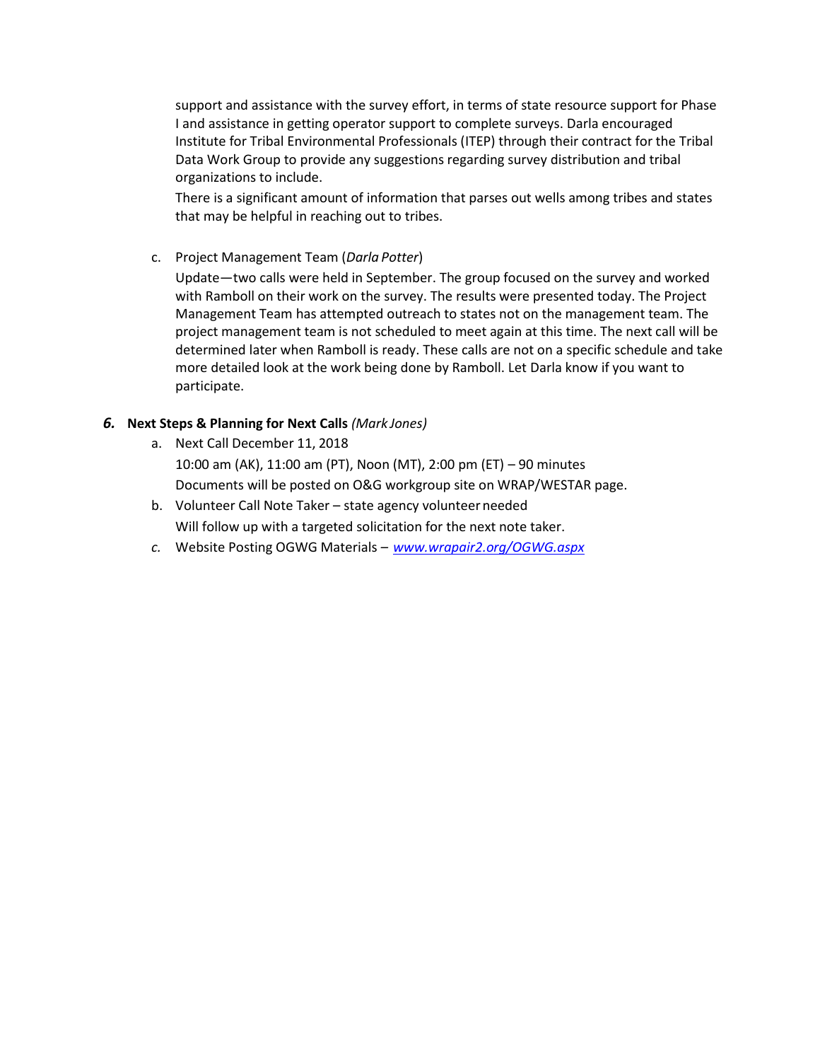support and assistance with the survey effort, in terms of state resource support for Phase I and assistance in getting operator support to complete surveys. Darla encouraged Institute for Tribal Environmental Professionals (ITEP) through their contract for the Tribal Data Work Group to provide any suggestions regarding survey distribution and tribal organizations to include.

There is a significant amount of information that parses out wells among tribes and states that may be helpful in reaching out to tribes.

c. Project Management Team (*Darla Potter*)

   Update—two calls were held in September. The group focused on the survey and worked with Ramboll on their work on the survey. The results were presented today. The Project Management Team has attempted outreach to states not on the management team. The project management team is not scheduled to meet again at this time. The next call will be determined later when Ramboll is ready. These calls are not on a specific schedule and take more detailed look at the work being done by Ramboll. Let Darla know if you want to participate.

## ***6.*** **Next Steps & Planning for Next Calls** *(Mark Jones)*

a. Next Call December 11, 2018

   10:00 am (AK), 11:00 am (PT), Noon (MT), 2:00 pm (ET) – 90 minutes

   Documents will be posted on O&G workgroup site on WRAP/WESTAR page.

b. Volunteer Call Note Taker – state agency volunteer needed

   Will follow up with a targeted solicitation for the next note taker.

*c.* Website Posting OGWG Materials – *www.wrapair2.org/OGWG.aspx*